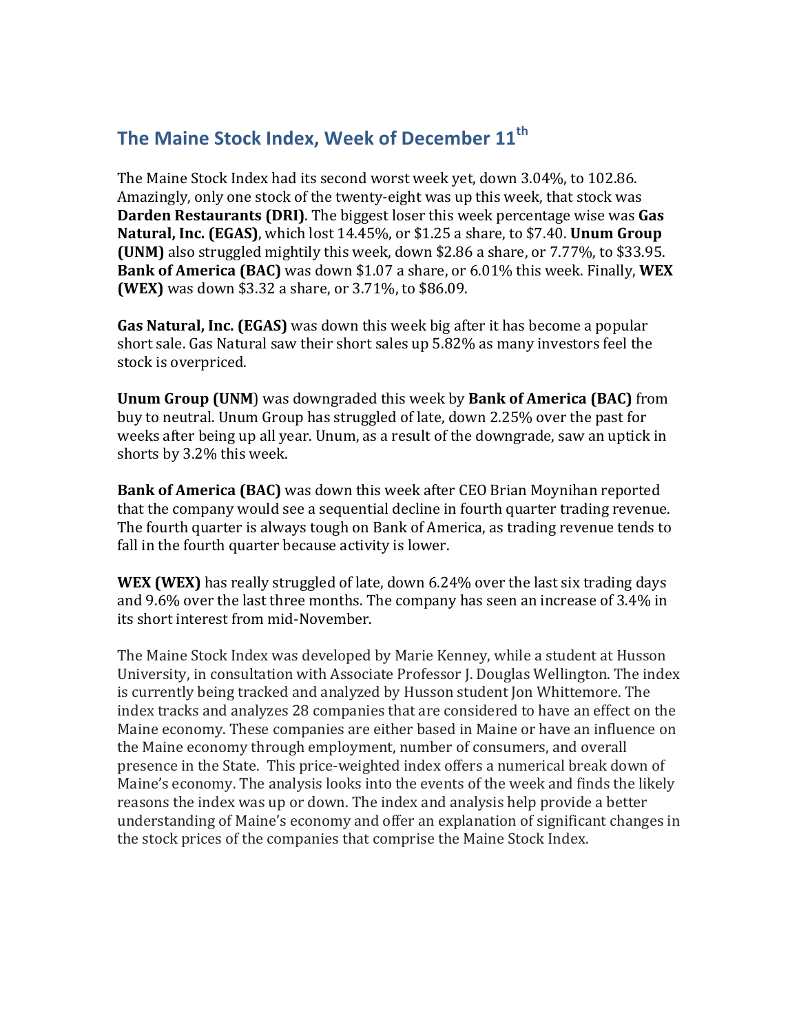## The Maine Stock Index, Week of December 11th

The Maine Stock Index had its second worst week yet, down 3.04%, to 102.86. Amazingly, only one stock of the twenty-eight was up this week, that stock was **Darden Restaurants (DRI)**. The biggest loser this week percentage wise was **Gas Natural, Inc. (EGAS)**, which lost 14.45%, or $1.25 a share, to $7.40. **Unum Group (UNM)** also struggled mightily this week, down $2.86 a share, or 7.77%, to $33.95. **Bank of America (BAC)** was down $1.07 a share, or 6.01% this week. Finally, **WEX (WEX)** was down $3.32 a share, or 3.71%, to $86.09.

**Gas Natural, Inc. (EGAS)** was down this week big after it has become a popular short sale. Gas Natural saw their short sales up 5.82% as many investors feel the stock is overpriced.

**Unum Group (UNM**) was downgraded this week by **Bank of America (BAC)** from buy to neutral. Unum Group has struggled of late, down 2.25% over the past for weeks after being up all year. Unum, as a result of the downgrade, saw an uptick in shorts by 3.2% this week.

**Bank of America (BAC)** was down this week after CEO Brian Moynihan reported that the company would see a sequential decline in fourth quarter trading revenue. The fourth quarter is always tough on Bank of America, as trading revenue tends to fall in the fourth quarter because activity is lower.

**WEX (WEX)** has really struggled of late, down 6.24% over the last six trading days and 9.6% over the last three months. The company has seen an increase of 3.4% in its short interest from mid-November.

The Maine Stock Index was developed by Marie Kenney, while a student at Husson University, in consultation with Associate Professor J. Douglas Wellington. The index is currently being tracked and analyzed by Husson student Jon Whittemore. The index tracks and analyzes 28 companies that are considered to have an effect on the Maine economy. These companies are either based in Maine or have an influence on the Maine economy through employment, number of consumers, and overall presence in the State. This price-weighted index offers a numerical break down of Maine's economy. The analysis looks into the events of the week and finds the likely reasons the index was up or down. The index and analysis help provide a better understanding of Maine's economy and offer an explanation of significant changes in the stock prices of the companies that comprise the Maine Stock Index.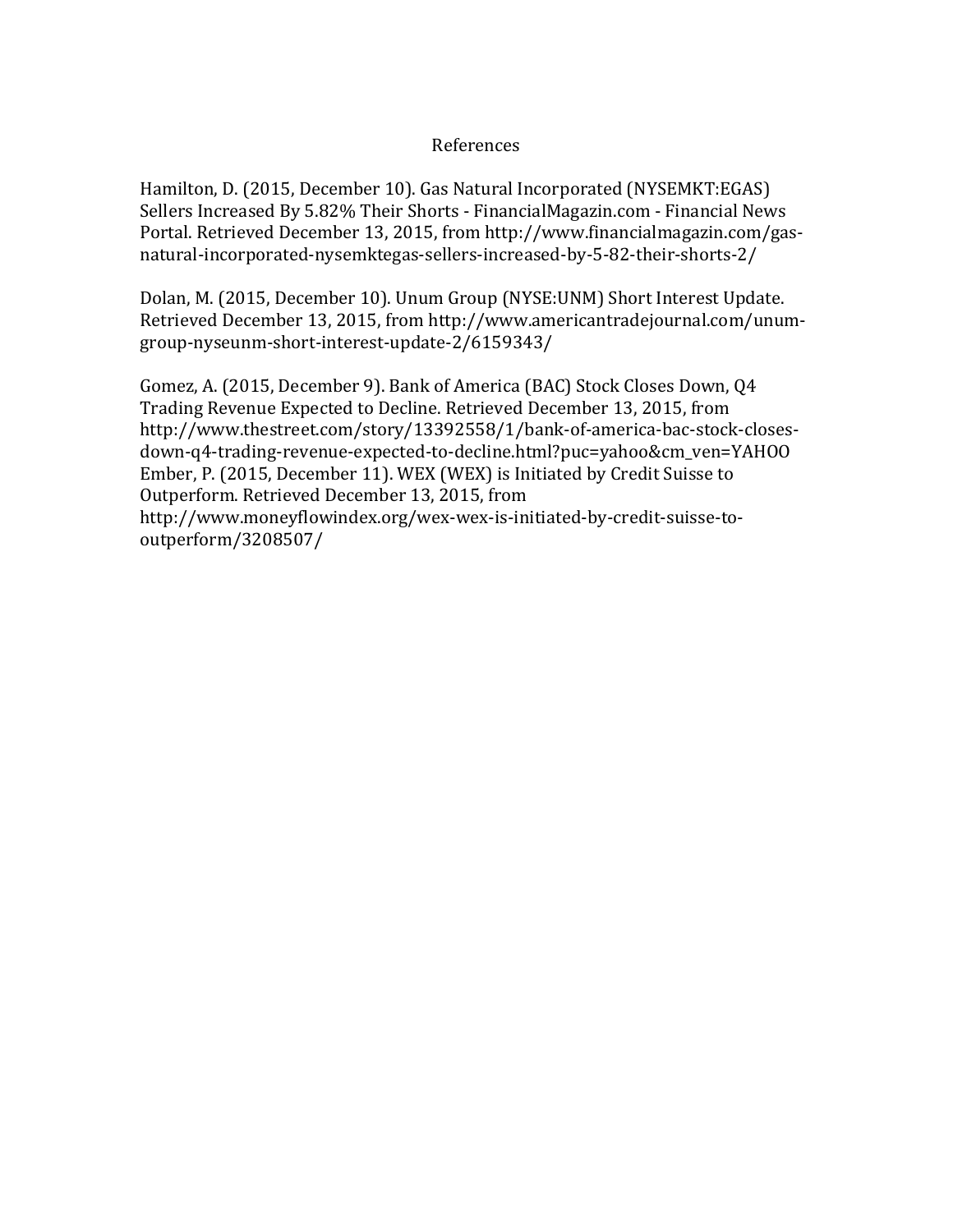# References

Hamilton, D. (2015, December 10). Gas Natural Incorporated (NYSEMKT:EGAS) Sellers Increased By 5.82% Their Shorts - FinancialMagazin.com - Financial News Portal. Retrieved December 13, 2015, from http://www.financialmagazin.com/gas-natural-incorporated-nysemktegas-sellers-increased-by-5-82-their-shorts-2/

Dolan, M. (2015, December 10). Unum Group (NYSE:UNM) Short Interest Update. Retrieved December 13, 2015, from http://www.americantradejournal.com/unum-group-nyseunm-short-interest-update-2/6159343/

Gomez, A. (2015, December 9). Bank of America (BAC) Stock Closes Down, Q4 Trading Revenue Expected to Decline. Retrieved December 13, 2015, from http://www.thestreet.com/story/13392558/1/bank-of-america-bac-stock-closes-down-q4-trading-revenue-expected-to-decline.html?puc=yahoo&cm_ven=YAHOO

Ember, P. (2015, December 11). WEX (WEX) is Initiated by Credit Suisse to Outperform. Retrieved December 13, 2015, from http://www.moneyflowindex.org/wex-wex-is-initiated-by-credit-suisse-to-outperform/3208507/